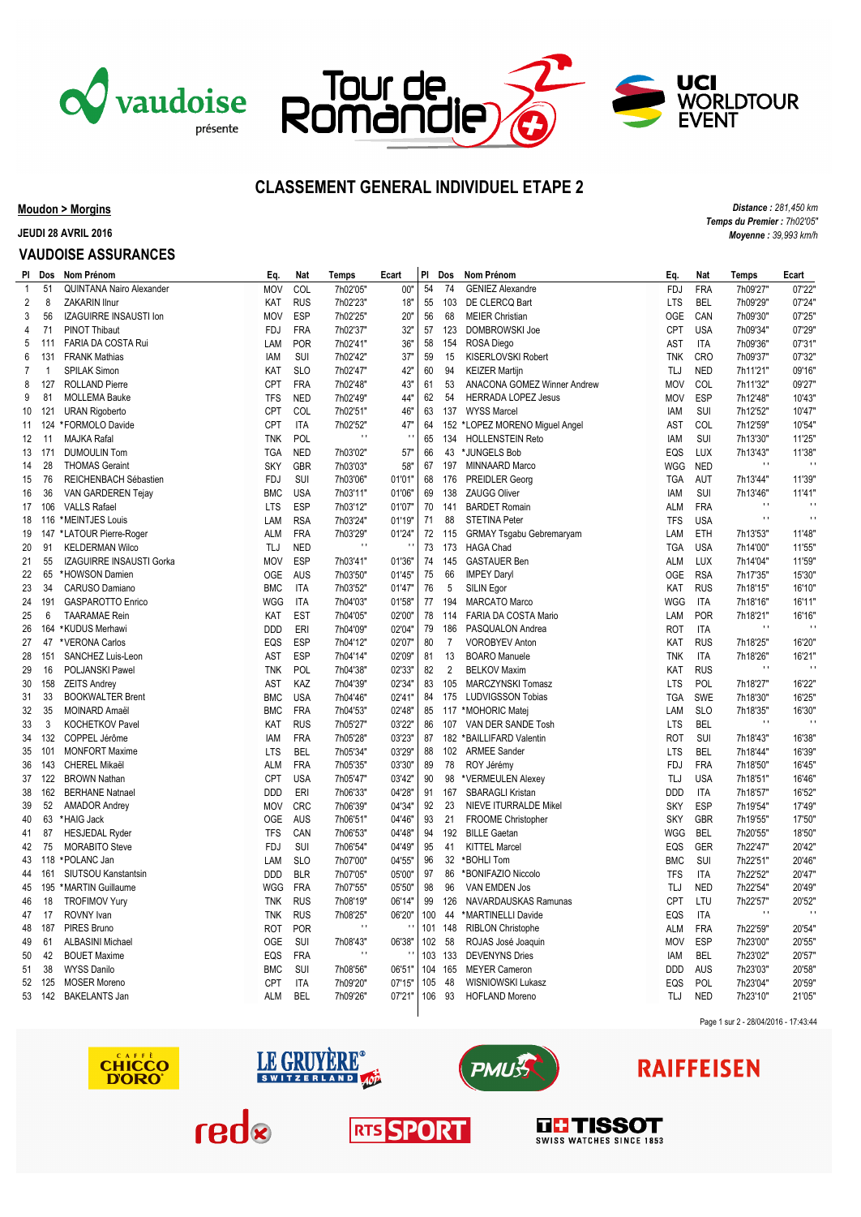# CLASSEMENT GENERAL INDIVIDUEL ETAPE 2

**Moudon > Morgins**

**JEUDI 28 AVRIL 2016**

## VAUDOISE ASSURANCES

*Distance : 281,450 km*
*Temps du Premier : 7h02'05"*
*Moyenne : 39,993 km/h*

| Pl | Dos | Nom Prénom | Eq. | Nat | Temps | Ecart |
|---|---|---|---|---|---|---|
| 1 | 51 | QUINTANA Nairo Alexander | MOV | COL | 7h02'05" | 00" |
| 2 | 8 | ZAKARIN Ilnur | KAT | RUS | 7h02'23" | 18" |
| 3 | 56 | IZAGUIRRE INSAUSTI Ion | MOV | ESP | 7h02'25" | 20" |
| 4 | 71 | PINOT Thibaut | FDJ | FRA | 7h02'37" | 32" |
| 5 | 111 | FARIA DA COSTA Rui | LAM | POR | 7h02'41" | 36" |
| 6 | 131 | FRANK Mathias | IAM | SUI | 7h02'42" | 37" |
| 7 | 1 | SPILAK Simon | KAT | SLO | 7h02'47" | 42" |
| 8 | 127 | ROLLAND Pierre | CPT | FRA | 7h02'48" | 43" |
| 9 | 81 | MOLLEMA Bauke | TFS | NED | 7h02'49" | 44" |
| 10 | 121 | URAN Rigoberto | CPT | COL | 7h02'51" | 46" |
| 11 | 124 | *FORMOLO Davide | CPT | ITA | 7h02'52" | 47" |
| 12 | 11 | MAJKA Rafal | TNK | POL | " | " |
| 13 | 171 | DUMOULIN Tom | TGA | NED | 7h03'02" | 57" |
| 14 | 28 | THOMAS Geraint | SKY | GBR | 7h03'03" | 58" |
| 15 | 76 | REICHENBACH Sébastien | FDJ | SUI | 7h03'06" | 01'01" |
| 16 | 36 | VAN GARDEREN Tejay | BMC | USA | 7h03'11" | 01'06" |
| 17 | 106 | VALLS Rafael | LTS | ESP | 7h03'12" | 01'07" |
| 18 | 116 | *MEINTJES Louis | LAM | RSA | 7h03'24" | 01'19" |
| 19 | 147 | *LATOUR Pierre-Roger | ALM | FRA | 7h03'29" | 01'24" |
| 20 | 91 | KELDERMAN Wilco | TLJ | NED | " | " |
| 21 | 55 | IZAGUIRRE INSAUSTI Gorka | MOV | ESP | 7h03'41" | 01'36" |
| 22 | 65 | *HOWSON Damien | OGE | AUS | 7h03'50" | 01'45" |
| 23 | 34 | CARUSO Damiano | BMC | ITA | 7h03'52" | 01'47" |
| 24 | 191 | GASPAROTTO Enrico | WGG | ITA | 7h04'03" | 01'58" |
| 25 | 6 | TAARAMAE Rein | KAT | EST | 7h04'05" | 02'00" |
| 26 | 164 | *KUDUS Merhawi | DDD | ERI | 7h04'09" | 02'04" |
| 27 | 47 | *VERONA Carlos | EQS | ESP | 7h04'12" | 02'07" |
| 28 | 151 | SANCHEZ Luis-Leon | AST | ESP | 7h04'14" | 02'09" |
| 29 | 16 | POLJANSKI Pawel | TNK | POL | 7h04'38" | 02'33" |
| 30 | 158 | ZEITS Andrey | AST | KAZ | 7h04'39" | 02'34" |
| 31 | 33 | BOOKWALTER Brent | BMC | USA | 7h04'46" | 02'41" |
| 32 | 35 | MOINARD Amaël | BMC | FRA | 7h04'53" | 02'48" |
| 33 | 3 | KOCHETKOV Pavel | KAT | RUS | 7h05'27" | 03'22" |
| 34 | 132 | COPPEL Jérôme | IAM | FRA | 7h05'28" | 03'23" |
| 35 | 101 | MONFORT Maxime | LTS | BEL | 7h05'34" | 03'29" |
| 36 | 143 | CHEREL Mikaël | ALM | FRA | 7h05'35" | 03'30" |
| 37 | 122 | BROWN Nathan | CPT | USA | 7h05'47" | 03'42" |
| 38 | 162 | BERHANE Natnael | DDD | ERI | 7h06'33" | 04'28" |
| 39 | 52 | AMADOR Andrey | MOV | CRC | 7h06'39" | 04'34" |
| 40 | 63 | *HAIG Jack | OGE | AUS | 7h06'51" | 04'46" |
| 41 | 87 | HESJEDAL Ryder | TFS | CAN | 7h06'53" | 04'48" |
| 42 | 75 | MORABITO Steve | FDJ | SUI | 7h06'54" | 04'49" |
| 43 | 118 | *POLANC Jan | LAM | SLO | 7h07'00" | 04'55" |
| 44 | 161 | SIUTSOU Kanstantsin | DDD | BLR | 7h07'05" | 05'00" |
| 45 | 195 | *MARTIN Guillaume | WGG | FRA | 7h07'55" | 05'50" |
| 46 | 18 | TROFIMOV Yury | TNK | RUS | 7h08'19" | 06'14" |
| 47 | 17 | ROVNY Ivan | TNK | RUS | 7h08'25" | 06'20" |
| 48 | 187 | PIRES Bruno | ROT | POR | " | " |
| 49 | 61 | ALBASINI Michael | OGE | SUI | 7h08'43" | 06'38" |
| 50 | 42 | BOUET Maxime | EQS | FRA | " | " |
| 51 | 38 | WYSS Danilo | BMC | SUI | 7h08'56" | 06'51" |
| 52 | 125 | MOSER Moreno | CPT | ITA | 7h09'20" | 07'15" |
| 53 | 142 | BAKELANTS Jan | ALM | BEL | 7h09'26" | 07'21" |
| 54 | 74 | GENIEZ Alexandre | FDJ | FRA | 7h09'27" | 07'22" |
| 55 | 103 | DE CLERCQ Bart | LTS | BEL | 7h09'29" | 07'24" |
| 56 | 68 | MEIER Christian | OGE | CAN | 7h09'30" | 07'25" |
| 57 | 123 | DOMBROWSKI Joe | CPT | USA | 7h09'34" | 07'29" |
| 58 | 154 | ROSA Diego | AST | ITA | 7h09'36" | 07'31" |
| 59 | 15 | KISERLOVSKI Robert | TNK | CRO | 7h09'37" | 07'32" |
| 60 | 94 | KEIZER Martijn | TLJ | NED | 7h11'21" | 09'16" |
| 61 | 53 | ANACONA GOMEZ Winner Andrew | MOV | COL | 7h11'32" | 09'27" |
| 62 | 54 | HERRADA LOPEZ Jesus | MOV | ESP | 7h12'48" | 10'43" |
| 63 | 137 | WYSS Marcel | IAM | SUI | 7h12'52" | 10'47" |
| 64 | 152 | *LOPEZ MORENO Miguel Angel | AST | COL | 7h12'59" | 10'54" |
| 65 | 134 | HOLLENSTEIN Reto | IAM | SUI | 7h13'30" | 11'25" |
| 66 | 43 | *JUNGELS Bob | EQS | LUX | 7h13'43" | 11'38" |
| 67 | 197 | MINNAARD Marco | WGG | NED | " | " |
| 68 | 176 | PREIDLER Georg | TGA | AUT | 7h13'44" | 11'39" |
| 69 | 138 | ZAUGG Oliver | IAM | SUI | 7h13'46" | 11'41" |
| 70 | 141 | BARDET Romain | ALM | FRA | " | " |
| 71 | 88 | STETINA Peter | TFS | USA | " | " |
| 72 | 115 | GRMAY Tsgabu Gebremaryam | LAM | ETH | 7h13'53" | 11'48" |
| 73 | 173 | HAGA Chad | TGA | USA | 7h14'00" | 11'55" |
| 74 | 145 | GASTAUER Ben | ALM | LUX | 7h14'04" | 11'59" |
| 75 | 66 | IMPEY Daryl | OGE | RSA | 7h17'35" | 15'30" |
| 76 | 5 | SILIN Egor | KAT | RUS | 7h18'15" | 16'10" |
| 77 | 194 | MARCATO Marco | WGG | ITA | 7h18'16" | 16'11" |
| 78 | 114 | FARIA DA COSTA Mario | LAM | POR | 7h18'21" | 16'16" |
| 79 | 186 | PASQUALON Andrea | ROT | ITA | " | " |
| 80 | 7 | VOROBYEV Anton | KAT | RUS | 7h18'25" | 16'20" |
| 81 | 13 | BOARO Manuele | TNK | ITA | 7h18'26" | 16'21" |
| 82 | 2 | BELKOV Maxim | KAT | RUS | " | " |
| 83 | 105 | MARCZYNSKI Tomasz | LTS | POL | 7h18'27" | 16'22" |
| 84 | 175 | LUDVIGSSON Tobias | TGA | SWE | 7h18'30" | 16'25" |
| 85 | 117 | *MOHORIC Matej | LAM | SLO | 7h18'35" | 16'30" |
| 86 | 107 | VAN DER SANDE Tosh | LTS | BEL | " | " |
| 87 | 182 | *BAILLIFARD Valentin | ROT | SUI | 7h18'43" | 16'38" |
| 88 | 102 | ARMEE Sander | LTS | BEL | 7h18'44" | 16'39" |
| 89 | 78 | ROY Jérémy | FDJ | FRA | 7h18'50" | 16'45" |
| 90 | 98 | *VERMEULEN Alexey | TLJ | USA | 7h18'51" | 16'46" |
| 91 | 167 | SBARAGLI Kristan | DDD | ITA | 7h18'57" | 16'52" |
| 92 | 23 | NIEVE ITURRALDE Mikel | SKY | ESP | 7h19'54" | 17'49" |
| 93 | 21 | FROOME Christopher | SKY | GBR | 7h19'55" | 17'50" |
| 94 | 192 | BILLE Gaetan | WGG | BEL | 7h20'55" | 18'50" |
| 95 | 41 | KITTEL Marcel | EQS | GER | 7h22'47" | 20'42" |
| 96 | 32 | *BOHLI Tom | BMC | SUI | 7h22'51" | 20'46" |
| 97 | 86 | *BONIFAZIO Niccolo | TFS | ITA | 7h22'52" | 20'47" |
| 98 | 96 | VAN EMDEN Jos | TLJ | NED | 7h22'54" | 20'49" |
| 99 | 126 | NAVARDAUSKAS Ramunas | CPT | LTU | 7h22'57" | 20'52" |
| 100 | 44 | *MARTINELLI Davide | EQS | ITA | " | " |
| 101 | 148 | RIBLON Christophe | ALM | FRA | 7h22'59" | 20'54" |
| 102 | 58 | ROJAS José Joaquin | MOV | ESP | 7h23'00" | 20'55" |
| 103 | 133 | DEVENYNS Dries | IAM | BEL | 7h23'02" | 20'57" |
| 104 | 165 | MEYER Cameron | DDD | AUS | 7h23'03" | 20'58" |
| 105 | 48 | WISNIOWSKI Lukasz | EQS | POL | 7h23'04" | 20'59" |
| 106 | 93 | HOFLAND Moreno | TLJ | NED | 7h23'10" | 21'05" |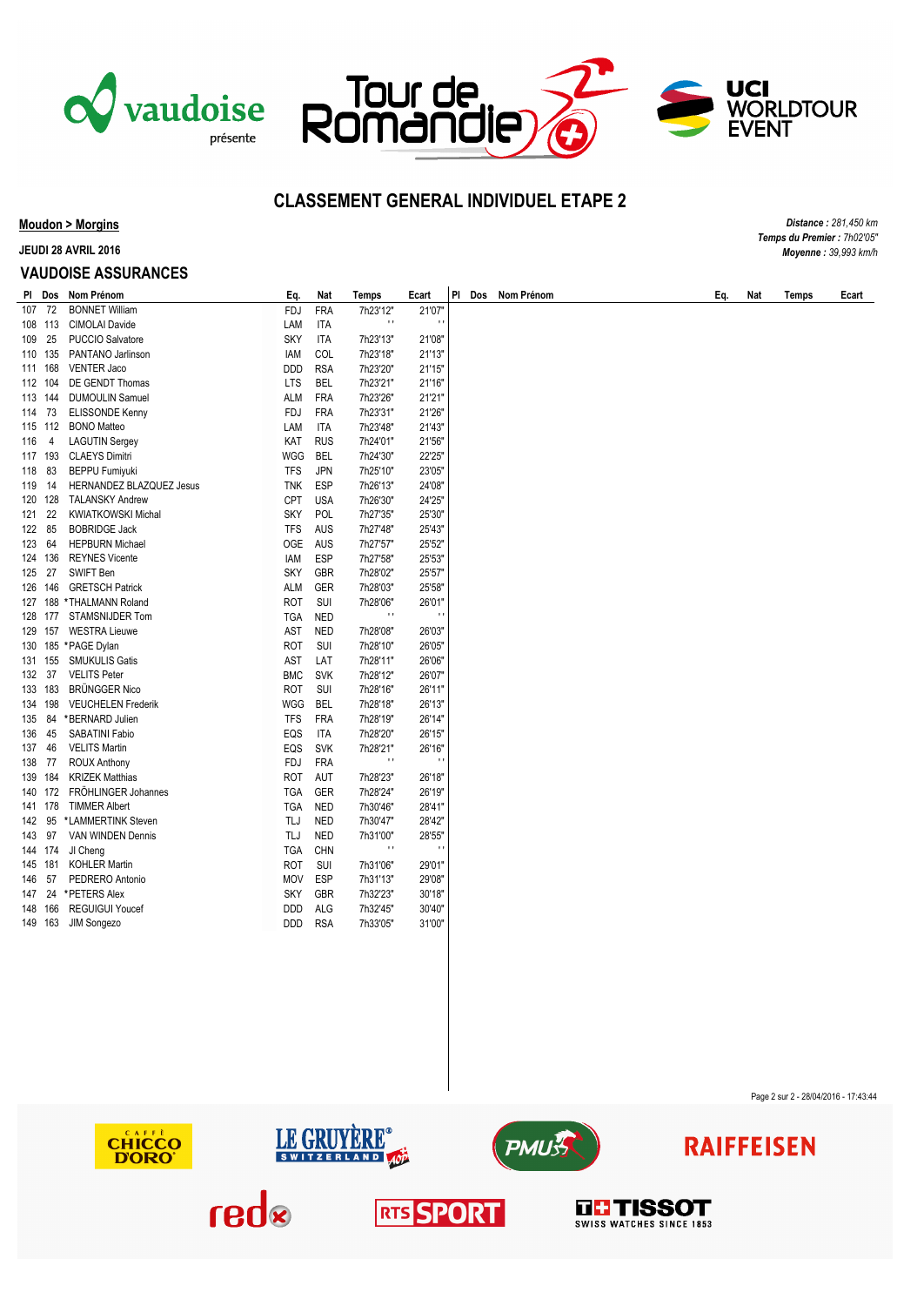## CLASSEMENT GENERAL INDIVIDUEL ETAPE 2

**Moudon > Morgins**

**JEUDI 28 AVRIL 2016**

**VAUDOISE ASSURANCES**

***Distance :*** *281,450 km*
***Temps du Premier :*** *7h02'05"*
***Moyenne :*** *39,993 km/h*

| Pl | Dos | Nom Prénom | Eq. | Nat | Temps | Ecart |
|---|---|---|---|---|---|---|
| 107 | 72 | BONNET William | FDJ | FRA | 7h23'12" | 21'07" |
| 108 | 113 | CIMOLAI Davide | LAM | ITA | " | " |
| 109 | 25 | PUCCIO Salvatore | SKY | ITA | 7h23'13" | 21'08" |
| 110 | 135 | PANTANO Jarlinson | IAM | COL | 7h23'18" | 21'13" |
| 111 | 168 | VENTER Jaco | DDD | RSA | 7h23'20" | 21'15" |
| 112 | 104 | DE GENDT Thomas | LTS | BEL | 7h23'21" | 21'16" |
| 113 | 144 | DUMOULIN Samuel | ALM | FRA | 7h23'26" | 21'21" |
| 114 | 73 | ELISSONDE Kenny | FDJ | FRA | 7h23'31" | 21'26" |
| 115 | 112 | BONO Matteo | LAM | ITA | 7h23'48" | 21'43" |
| 116 | 4 | LAGUTIN Sergey | KAT | RUS | 7h24'01" | 21'56" |
| 117 | 193 | CLAEYS Dimitri | WGG | BEL | 7h24'30" | 22'25" |
| 118 | 83 | BEPPU Fumiyuki | TFS | JPN | 7h25'10" | 23'05" |
| 119 | 14 | HERNANDEZ BLAZQUEZ Jesus | TNK | ESP | 7h26'13" | 24'08" |
| 120 | 128 | TALANSKY Andrew | CPT | USA | 7h26'30" | 24'25" |
| 121 | 22 | KWIATKOWSKI Michal | SKY | POL | 7h27'35" | 25'30" |
| 122 | 85 | BOBRIDGE Jack | TFS | AUS | 7h27'48" | 25'43" |
| 123 | 64 | HEPBURN Michael | OGE | AUS | 7h27'57" | 25'52" |
| 124 | 136 | REYNES Vicente | IAM | ESP | 7h27'58" | 25'53" |
| 125 | 27 | SWIFT Ben | SKY | GBR | 7h28'02" | 25'57" |
| 126 | 146 | GRETSCH Patrick | ALM | GER | 7h28'03" | 25'58" |
| 127 | 188 | *THALMANN Roland | ROT | SUI | 7h28'06" | 26'01" |
| 128 | 177 | STAMSNIJDER Tom | TGA | NED | " | " |
| 129 | 157 | WESTRA Lieuwe | AST | NED | 7h28'08" | 26'03" |
| 130 | 185 | *PAGE Dylan | ROT | SUI | 7h28'10" | 26'05" |
| 131 | 155 | SMUKULIS Gatis | AST | LAT | 7h28'11" | 26'06" |
| 132 | 37 | VELITS Peter | BMC | SVK | 7h28'12" | 26'07" |
| 133 | 183 | BRÜNGGER Nico | ROT | SUI | 7h28'16" | 26'11" |
| 134 | 198 | VEUCHELEN Frederik | WGG | BEL | 7h28'18" | 26'13" |
| 135 | 84 | *BERNARD Julien | TFS | FRA | 7h28'19" | 26'14" |
| 136 | 45 | SABATINI Fabio | EQS | ITA | 7h28'20" | 26'15" |
| 137 | 46 | VELITS Martin | EQS | SVK | 7h28'21" | 26'16" |
| 138 | 77 | ROUX Anthony | FDJ | FRA | " | " |
| 139 | 184 | KRIZEK Matthias | ROT | AUT | 7h28'23" | 26'18" |
| 140 | 172 | FRÖHLINGER Johannes | TGA | GER | 7h28'24" | 26'19" |
| 141 | 178 | TIMMER Albert | TGA | NED | 7h30'46" | 28'41" |
| 142 | 95 | *LAMMERTINK Steven | TLJ | NED | 7h30'47" | 28'42" |
| 143 | 97 | VAN WINDEN Dennis | TLJ | NED | 7h31'00" | 28'55" |
| 144 | 174 | JI Cheng | TGA | CHN | " | " |
| 145 | 181 | KOHLER Martin | ROT | SUI | 7h31'06" | 29'01" |
| 146 | 57 | PEDRERO Antonio | MOV | ESP | 7h31'13" | 29'08" |
| 147 | 24 | *PETERS Alex | SKY | GBR | 7h32'23" | 30'18" |
| 148 | 166 | REGUIGUI Youcef | DDD | ALG | 7h32'45" | 30'40" |
| 149 | 163 | JIM Songezo | DDD | RSA | 7h33'05" | 31'00" |

Page 2 sur 2 - 28/04/2016 - 17:43:44